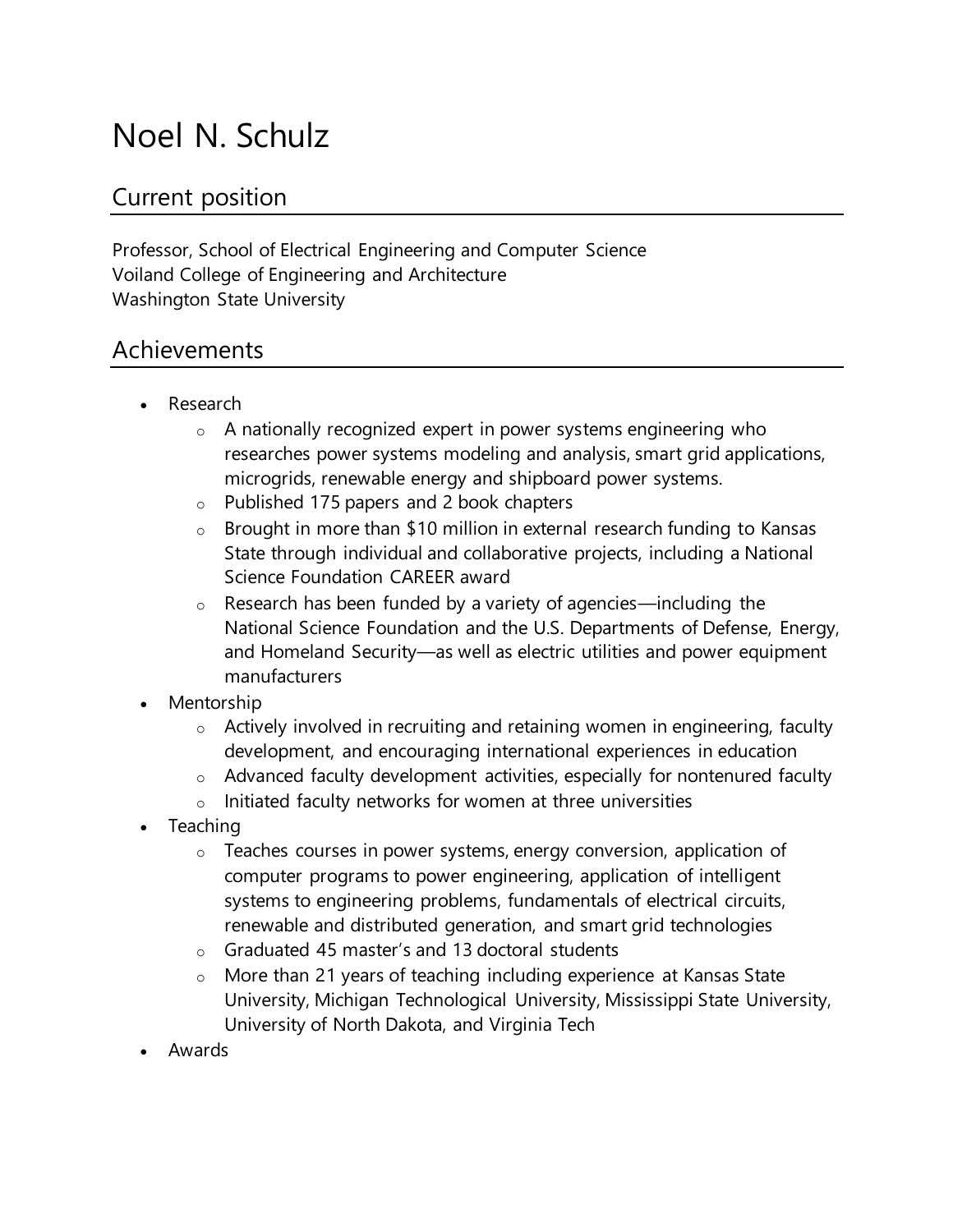# Noel N. Schulz

## Current position

Professor, School of Electrical Engineering and Computer Science
Voiland College of Engineering and Architecture
Washington State University

## Achievements

- Research
  - A nationally recognized expert in power systems engineering who researches power systems modeling and analysis, smart grid applications, microgrids, renewable energy and shipboard power systems.
  - Published 175 papers and 2 book chapters
  - Brought in more than $10 million in external research funding to Kansas State through individual and collaborative projects, including a National Science Foundation CAREER award
  - Research has been funded by a variety of agencies—including the National Science Foundation and the U.S. Departments of Defense, Energy, and Homeland Security—as well as electric utilities and power equipment manufacturers
- Mentorship
  - Actively involved in recruiting and retaining women in engineering, faculty development, and encouraging international experiences in education
  - Advanced faculty development activities, especially for nontenured faculty
  - Initiated faculty networks for women at three universities
- Teaching
  - Teaches courses in power systems, energy conversion, application of computer programs to power engineering, application of intelligent systems to engineering problems, fundamentals of electrical circuits, renewable and distributed generation, and smart grid technologies
  - Graduated 45 master's and 13 doctoral students
  - More than 21 years of teaching including experience at Kansas State University, Michigan Technological University, Mississippi State University, University of North Dakota, and Virginia Tech
- Awards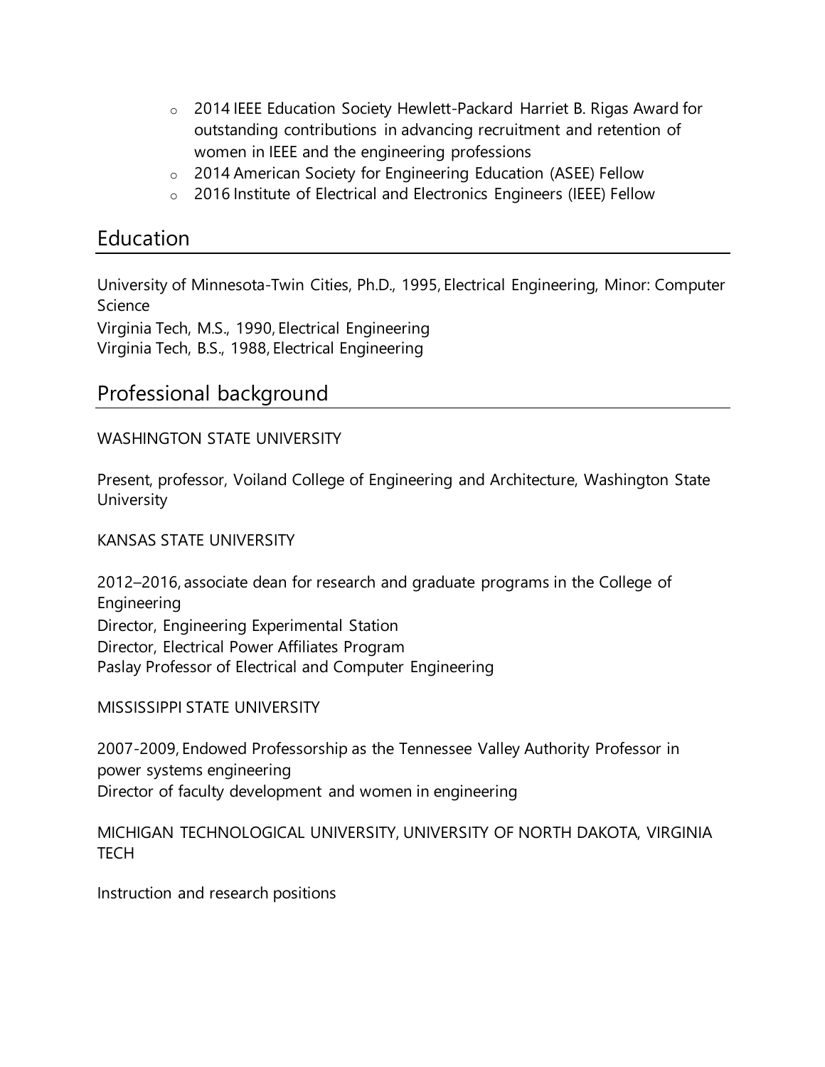- 2014 IEEE Education Society Hewlett-Packard Harriet B. Rigas Award for outstanding contributions in advancing recruitment and retention of women in IEEE and the engineering professions
- 2014 American Society for Engineering Education (ASEE) Fellow
- 2016 Institute of Electrical and Electronics Engineers (IEEE) Fellow

## Education

University of Minnesota-Twin Cities, Ph.D., 1995, Electrical Engineering, Minor: Computer Science
Virginia Tech, M.S., 1990, Electrical Engineering
Virginia Tech, B.S., 1988, Electrical Engineering

## Professional background

WASHINGTON STATE UNIVERSITY

Present, professor, Voiland College of Engineering and Architecture, Washington State University

KANSAS STATE UNIVERSITY

2012–2016, associate dean for research and graduate programs in the College of Engineering
Director, Engineering Experimental Station
Director, Electrical Power Affiliates Program
Paslay Professor of Electrical and Computer Engineering

MISSISSIPPI STATE UNIVERSITY

2007-2009, Endowed Professorship as the Tennessee Valley Authority Professor in power systems engineering
Director of faculty development and women in engineering

MICHIGAN TECHNOLOGICAL UNIVERSITY, UNIVERSITY OF NORTH DAKOTA, VIRGINIA TECH

Instruction and research positions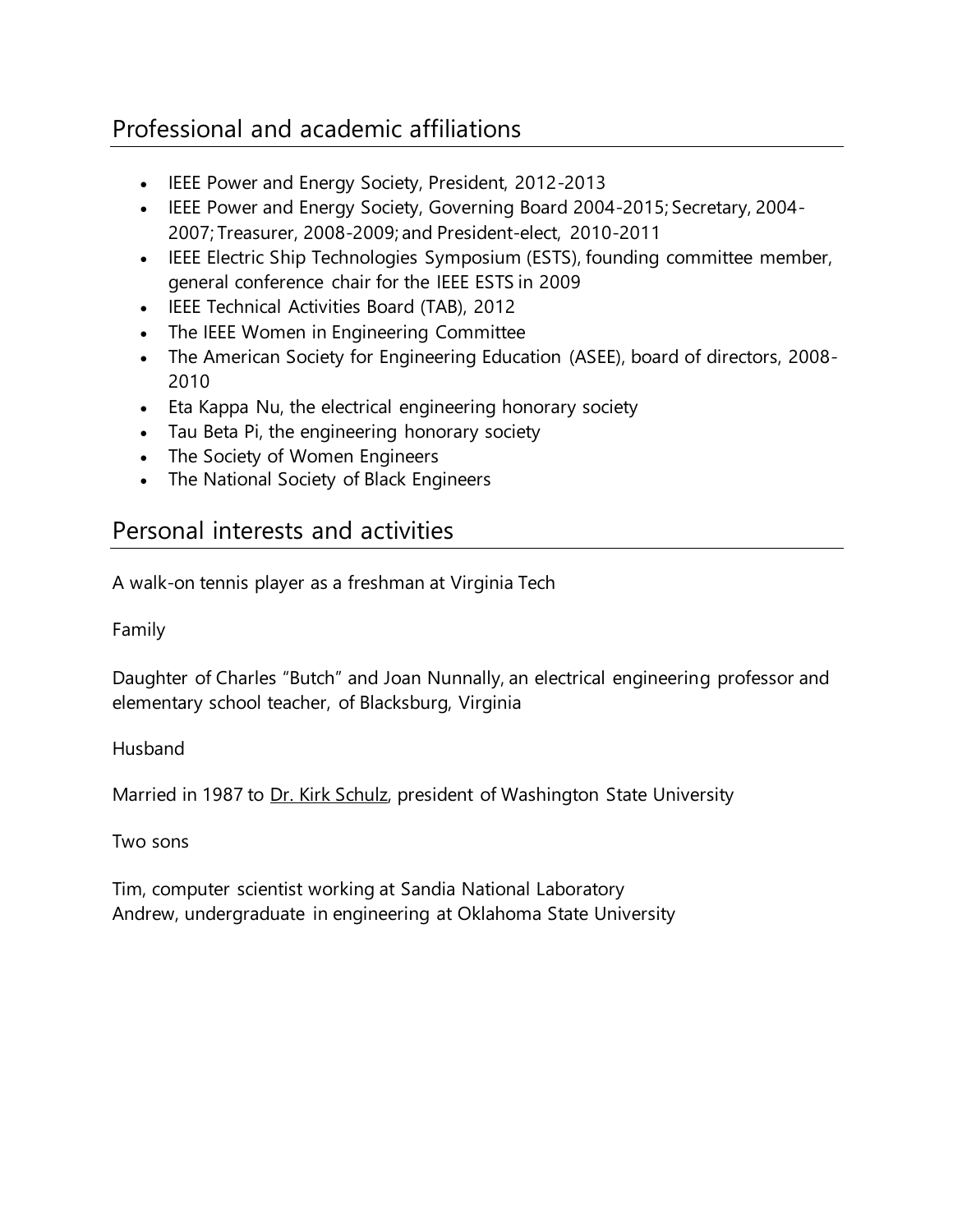## Professional and academic affiliations

- IEEE Power and Energy Society, President, 2012-2013
- IEEE Power and Energy Society, Governing Board 2004-2015; Secretary, 2004-2007; Treasurer, 2008-2009; and President-elect, 2010-2011
- IEEE Electric Ship Technologies Symposium (ESTS), founding committee member, general conference chair for the IEEE ESTS in 2009
- IEEE Technical Activities Board (TAB), 2012
- The IEEE Women in Engineering Committee
- The American Society for Engineering Education (ASEE), board of directors, 2008-2010
- Eta Kappa Nu, the electrical engineering honorary society
- Tau Beta Pi, the engineering honorary society
- The Society of Women Engineers
- The National Society of Black Engineers

## Personal interests and activities

A walk-on tennis player as a freshman at Virginia Tech

Family

Daughter of Charles "Butch" and Joan Nunnally, an electrical engineering professor and elementary school teacher, of Blacksburg, Virginia

Husband

Married in 1987 to Dr. Kirk Schulz, president of Washington State University

Two sons

Tim, computer scientist working at Sandia National Laboratory
Andrew, undergraduate in engineering at Oklahoma State University